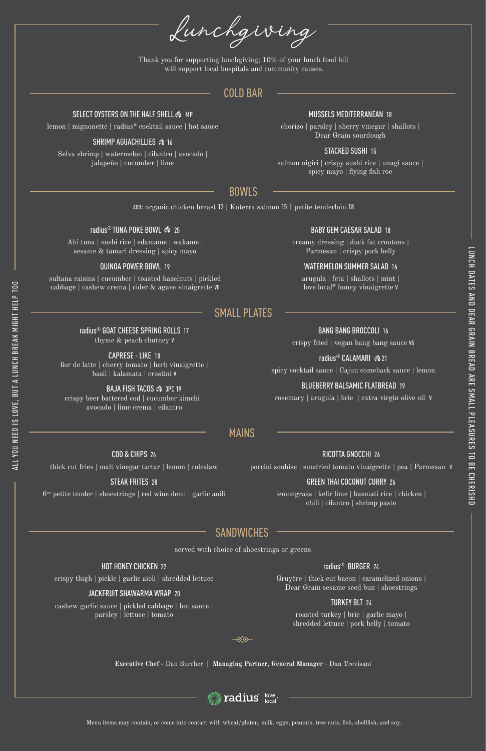# Lunchgiving

Thank you for supporting lunchgiving; 10% of your lunch food bill will support local hospitals and community causes.

## COLD BAR

### SELECT OYSTERS ON THE HALF SHELL MP

lemon | mignonette | radius® cocktail sauce | hot sauce

### SHRIMP AGUACHILLIES 16

Selva shrimp | watermelon | cilantro | avocado | jalapeño | cucumber | lime

### MUSSELS MEDITERRANEAN 18

chorizo | parsley | sherry vinegar | shallots | Dear Grain sourdough

### STACKED SUSHI 15

salmon nigiri | crispy sushi rice | unagi sauce | spicy mayo | flying fish roe

## BOWLS

ADD: organic chicken breast 12 | Kuterra salmon 15 | petite tenderloin 18

### radius® TUNA POKE BOWL 25

Ahi tuna | sushi rice | edamame | wakame | sesame & tamari dressing | spicy mayo

### QUINOA POWER BOWL 19

sultana raisins | cucumber | toasted hazelnuts | pickled cabbage | cashew crema | cider & agave vinaigrette VG

### BABY GEM CAESAR SALAD 18

creamy dressing | duck fat croutons | Parmesan | crispy pork belly

### WATERMELON SUMMER SALAD 16

arugula | feta | shallots | mint | love local® honey vinaigrette V

## SMALL PLATES

### radius® GOAT CHEESE SPRING ROLLS 17

thyme & peach chutney V

### CAPRESE - LIKE 18

fior de latte | cherry tomato | herb vinaigrette | basil | kalamata | crostini V

### BAJA FISH TACOS 3PC 19

crispy beer battered cod | cucumber kimchi | avocado | lime crema | cilantro

### BANG BANG BROCCOLI 16

crispy fried | vegan bang bang sauce VG

### radius® CALAMARI 21

spicy cocktail sauce | Cajun comeback sauce | lemon

### BLUEBERRY BALSAMIC FLATBREAD 19

rosemary | arugula | brie | extra virgin olive oil V

## MAINS

### COD & CHIPS 24

thick cut fries | malt vinegar tartar | lemon | coleslaw

### STEAK FRITES 28

6oz petite tender | shoestrings | red wine demi | garlic aoili

### RICOTTA GNOCCHI 26

porcini soubise | sundried tomato vinaigrette | pea | Parmesan V

### GREEN THAI COCONUT CURRY 26

lemongrass | kefir lime | basmati rice | chicken | chili | cilantro | shrimp paste

## SANDWICHES

served with choice of shoestrings or greens

### HOT HONEY CHICKEN 22

crispy thigh | pickle | garlic aioli | shredded lettuce

### JACKFRUIT SHAWARMA WRAP 20

cashew garlic sauce | pickled cabbage | hot sauce | parsley | lettuce | tomato

### radius® BURGER 24

Gruyère | thick cut bacon | caramelized onions | Dear Grain sesame seed bun | shoestrings

### TURKEY BLT 24

roasted turkey | brie | garlic mayo | shredded lettuce | pork belly | tomato

**Executive Chef -** Dan Burcher | **Managing Partner, General Manager** - Dan Trevisani

radius | love local

ALL YOU NEED IS LOVE, BUT A LUNCH BREAK MIGHT HELP TOO

LUNCH DATES AND DEAR GRAIN BREAD ARE SMALL PLEASURES TO BE CHERISHD

Menu items may contain, or come into contact with wheat/gluten, milk, eggs, peanuts, tree nuts, fish, shellfish, and soy.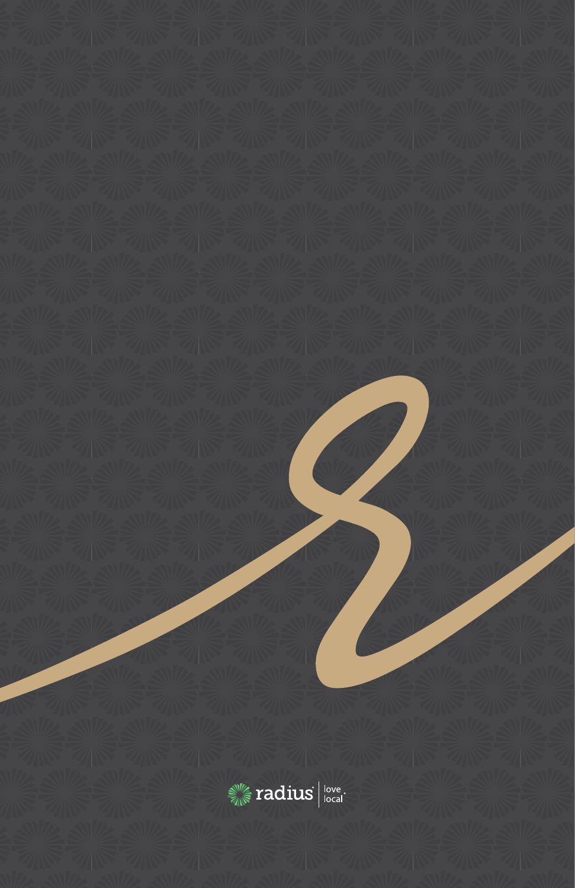radius

love local